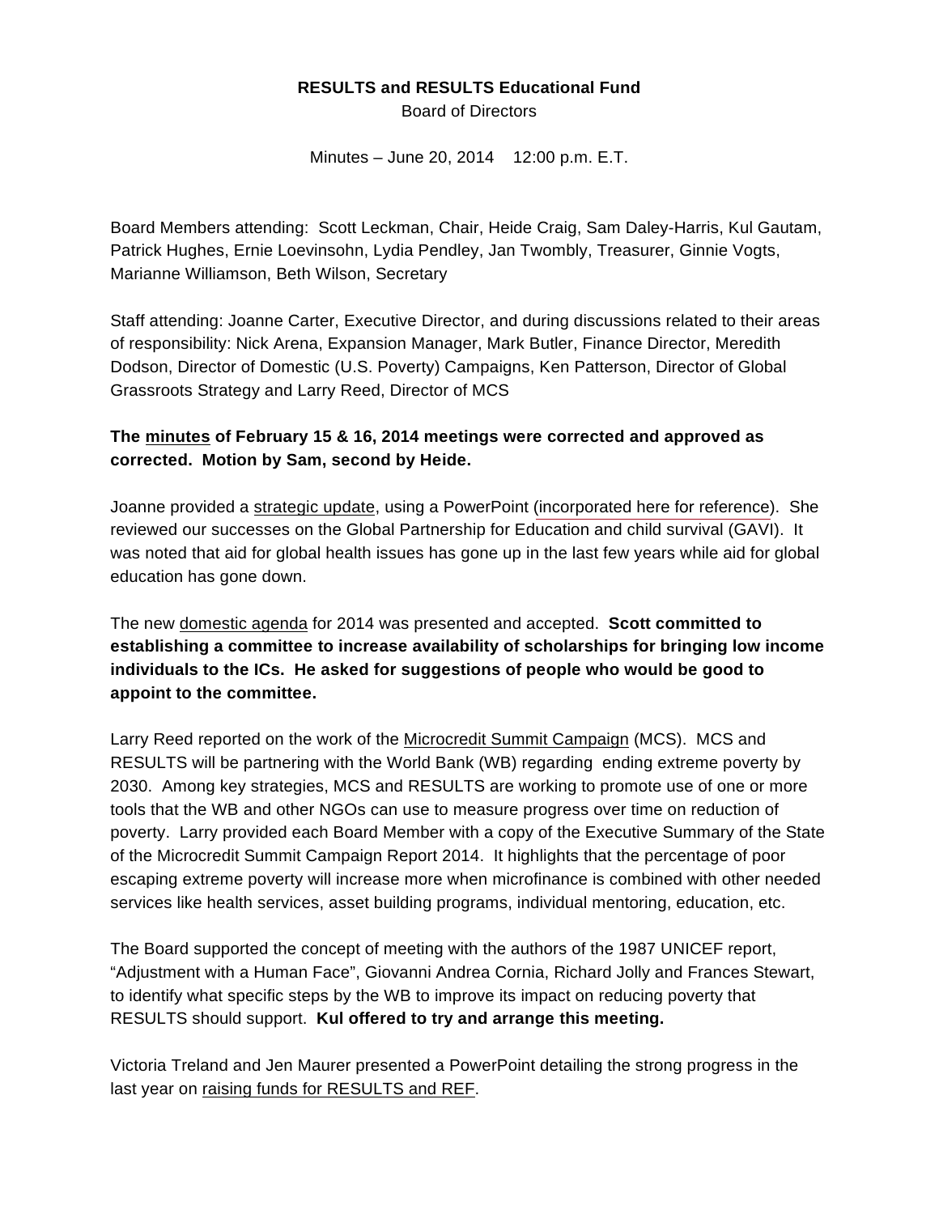**RESULTS and RESULTS Educational Fund**

Board of Directors

Minutes – June 20, 2014 12:00 p.m. E.T.

Board Members attending: Scott Leckman, Chair, Heide Craig, Sam Daley-Harris, Kul Gautam, Patrick Hughes, Ernie Loevinsohn, Lydia Pendley, Jan Twombly, Treasurer, Ginnie Vogts, Marianne Williamson, Beth Wilson, Secretary

Staff attending: Joanne Carter, Executive Director, and during discussions related to their areas of responsibility: Nick Arena, Expansion Manager, Mark Butler, Finance Director, Meredith Dodson, Director of Domestic (U.S. Poverty) Campaigns, Ken Patterson, Director of Global Grassroots Strategy and Larry Reed, Director of MCS

**The minutes of February 15 & 16, 2014 meetings were corrected and approved as corrected. Motion by Sam, second by Heide.**

Joanne provided a strategic update, using a PowerPoint (incorporated here for reference). She reviewed our successes on the Global Partnership for Education and child survival (GAVI). It was noted that aid for global health issues has gone up in the last few years while aid for global education has gone down.

The new domestic agenda for 2014 was presented and accepted. **Scott committed to establishing a committee to increase availability of scholarships for bringing low income individuals to the ICs. He asked for suggestions of people who would be good to appoint to the committee.**

Larry Reed reported on the work of the Microcredit Summit Campaign (MCS). MCS and RESULTS will be partnering with the World Bank (WB) regarding ending extreme poverty by 2030. Among key strategies, MCS and RESULTS are working to promote use of one or more tools that the WB and other NGOs can use to measure progress over time on reduction of poverty. Larry provided each Board Member with a copy of the Executive Summary of the State of the Microcredit Summit Campaign Report 2014. It highlights that the percentage of poor escaping extreme poverty will increase more when microfinance is combined with other needed services like health services, asset building programs, individual mentoring, education, etc.

The Board supported the concept of meeting with the authors of the 1987 UNICEF report, "Adjustment with a Human Face", Giovanni Andrea Cornia, Richard Jolly and Frances Stewart, to identify what specific steps by the WB to improve its impact on reducing poverty that RESULTS should support. **Kul offered to try and arrange this meeting.**

Victoria Treland and Jen Maurer presented a PowerPoint detailing the strong progress in the last year on raising funds for RESULTS and REF.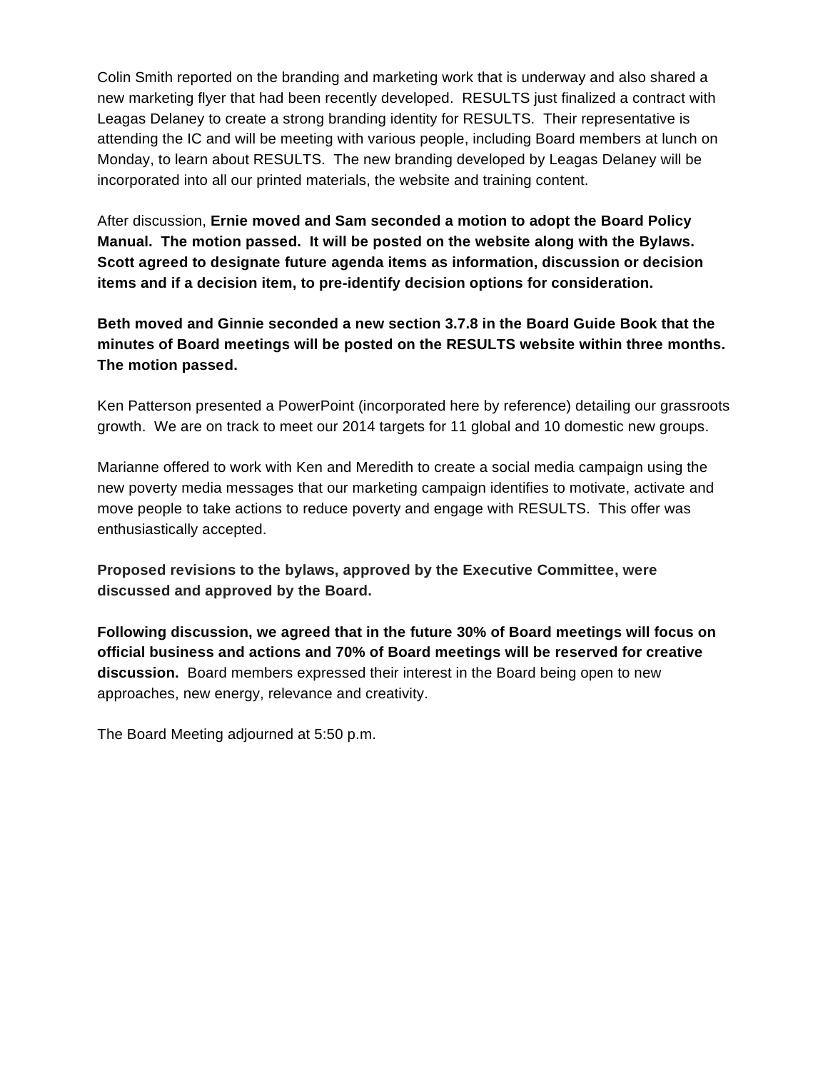Colin Smith reported on the branding and marketing work that is underway and also shared a new marketing flyer that had been recently developed. RESULTS just finalized a contract with Leagas Delaney to create a strong branding identity for RESULTS. Their representative is attending the IC and will be meeting with various people, including Board members at lunch on Monday, to learn about RESULTS. The new branding developed by Leagas Delaney will be incorporated into all our printed materials, the website and training content.

After discussion, **Ernie moved and Sam seconded a motion to adopt the Board Policy Manual. The motion passed. It will be posted on the website along with the Bylaws. Scott agreed to designate future agenda items as information, discussion or decision items and if a decision item, to pre-identify decision options for consideration.**

**Beth moved and Ginnie seconded a new section 3.7.8 in the Board Guide Book that the minutes of Board meetings will be posted on the RESULTS website within three months. The motion passed.**

Ken Patterson presented a PowerPoint (incorporated here by reference) detailing our grassroots growth. We are on track to meet our 2014 targets for 11 global and 10 domestic new groups.

Marianne offered to work with Ken and Meredith to create a social media campaign using the new poverty media messages that our marketing campaign identifies to motivate, activate and move people to take actions to reduce poverty and engage with RESULTS. This offer was enthusiastically accepted.

**Proposed revisions to the bylaws, approved by the Executive Committee, were discussed and approved by the Board.**

**Following discussion, we agreed that in the future 30% of Board meetings will focus on official business and actions and 70% of Board meetings will be reserved for creative discussion.** Board members expressed their interest in the Board being open to new approaches, new energy, relevance and creativity.

The Board Meeting adjourned at 5:50 p.m.